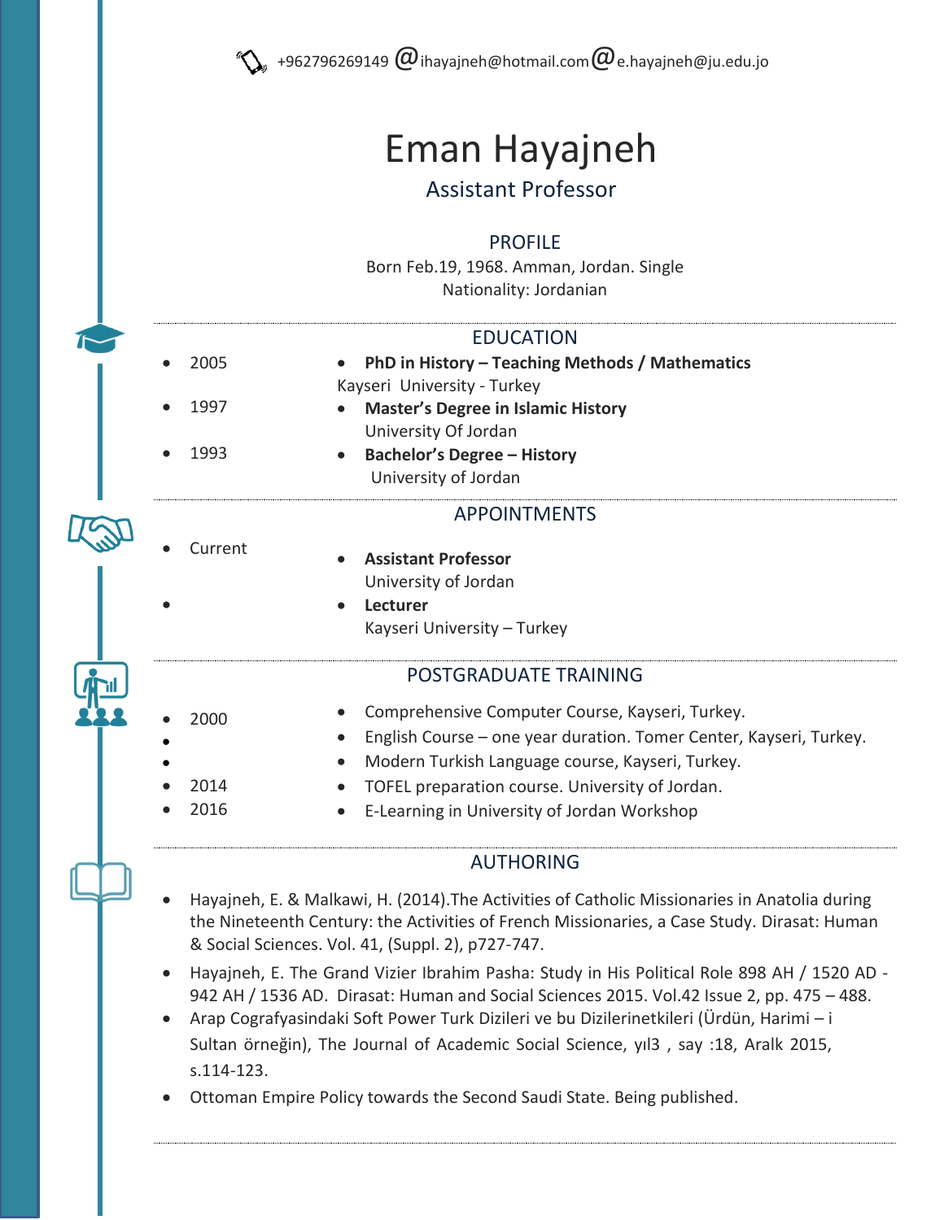+962796269149 @ihayajneh@hotmail.com @e.hayajneh@ju.edu.jo

# Eman Hayajneh

## Assistant Professor

## PROFILE

Born Feb.19, 1968. Amman, Jordan. Single

Nationality: Jordanian

## EDUCATION

- 2005
- 1997
- 1993

- **PhD in History – Teaching Methods / Mathematics**
  Kayseri University - Turkey
- **Master's Degree in Islamic History**
  University Of Jordan
- **Bachelor's Degree – History**
  University of Jordan

## APPOINTMENTS

- Current
-

- **Assistant Professor**
  University of Jordan
- **Lecturer**
  Kayseri University – Turkey

## POSTGRADUATE TRAINING

- 2000
-
-
- 2014
- 2016

- Comprehensive Computer Course, Kayseri, Turkey.
- English Course – one year duration. Tomer Center, Kayseri, Turkey.
- Modern Turkish Language course, Kayseri, Turkey.
- TOFEL preparation course. University of Jordan.
- E-Learning in University of Jordan Workshop

## AUTHORING

- Hayajneh, E. & Malkawi, H. (2014).The Activities of Catholic Missionaries in Anatolia during the Nineteenth Century: the Activities of French Missionaries, a Case Study. Dirasat: Human & Social Sciences. Vol. 41, (Suppl. 2), p727-747.
- Hayajneh, E. The Grand Vizier Ibrahim Pasha: Study in His Political Role 898 AH / 1520 AD - 942 AH / 1536 AD. Dirasat: Human and Social Sciences 2015. Vol.42 Issue 2, pp. 475 – 488.
- Arap Cografyasindaki Soft Power Turk Dizileri ve bu Dizilerinetkileri (Ürdün, Harimi – i Sultan örneğin), The Journal of Academic Social Science, yıl3 , say :18, Aralk 2015, s.114-123.
- Ottoman Empire Policy towards the Second Saudi State. Being published.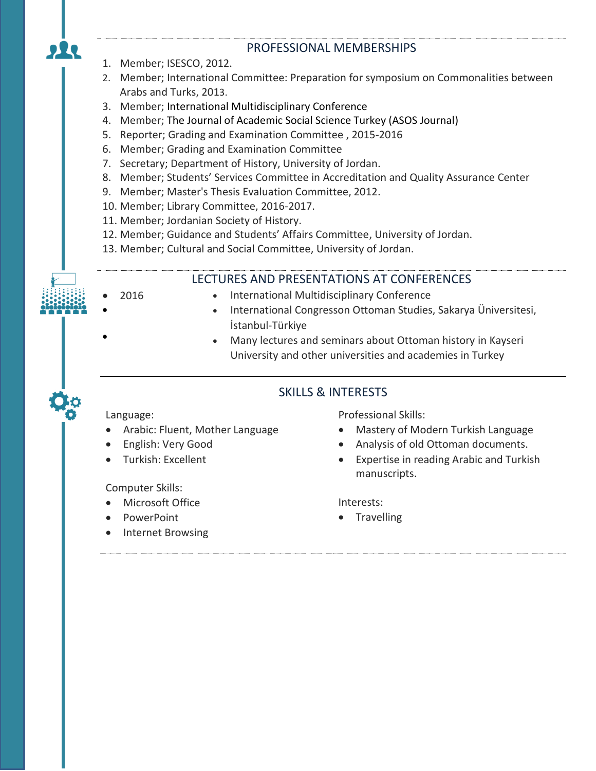## PROFESSIONAL MEMBERSHIPS

1. Member; ISESCO, 2012.
2. Member; International Committee: Preparation for symposium on Commonalities between Arabs and Turks, 2013.
3. Member; International Multidisciplinary Conference
4. Member; The Journal of Academic Social Science Turkey (ASOS Journal)
5. Reporter; Grading and Examination Committee , 2015-2016
6. Member; Grading and Examination Committee
7. Secretary; Department of History, University of Jordan.
8. Member; Students' Services Committee in Accreditation and Quality Assurance Center
9. Member; Master's Thesis Evaluation Committee, 2012.
10. Member; Library Committee, 2016-2017.
11. Member; Jordanian Society of History.
12. Member; Guidance and Students' Affairs Committee, University of Jordan.
13. Member; Cultural and Social Committee, University of Jordan.

## LECTURES AND PRESENTATIONS AT CONFERENCES

- 2016
  - International Multidisciplinary Conference
- 
  - International Congresson Ottoman Studies, Sakarya Üniversitesi, İstanbul-Türkiye
- 
  - Many lectures and seminars about Ottoman history in Kayseri University and other universities and academies in Turkey

## SKILLS & INTERESTS

Language:

- Arabic: Fluent, Mother Language
- English: Very Good
- Turkish: Excellent

Computer Skills:

- Microsoft Office
- PowerPoint
- Internet Browsing

Professional Skills:

- Mastery of Modern Turkish Language
- Analysis of old Ottoman documents.
- Expertise in reading Arabic and Turkish manuscripts.

Interests:

- Travelling